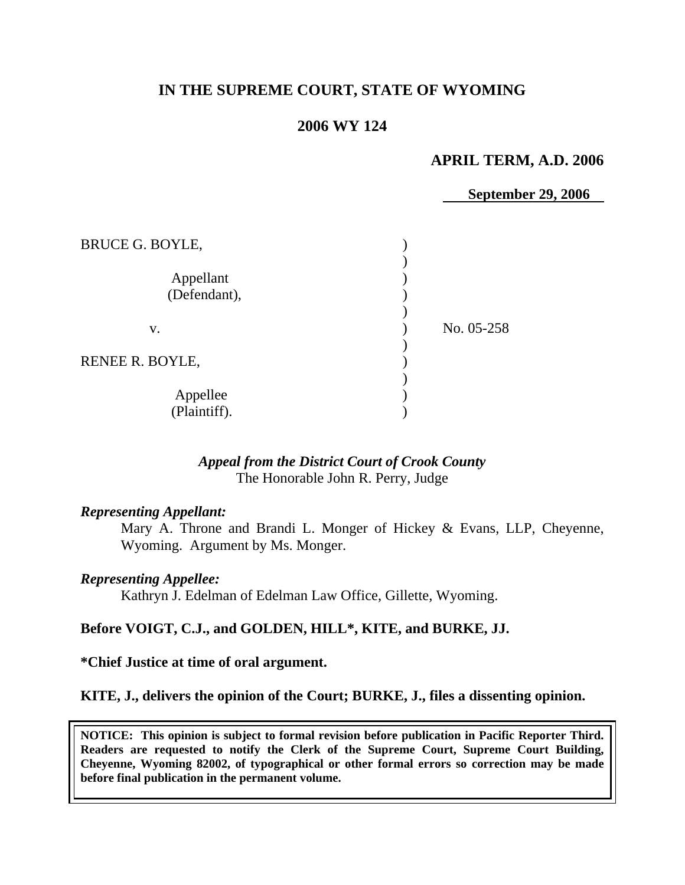# IN THE SUPREME COURT, STATE OF WYOMING

## 2006 WY 124

**APRIL TERM, A.D. 2006**

**September 29, 2006**

| | | |
|---|---|---|
| BRUCE G. BOYLE,<br><br>Appellant<br>(Defendant),<br><br>v.<br><br>RENEE R. BOYLE,<br><br>Appellee<br>(Plaintiff). | ) | No. 05-258 |

*Appeal from the District Court of Crook County*
The Honorable John R. Perry, Judge

***Representing Appellant:***

Mary A. Throne and Brandi L. Monger of Hickey & Evans, LLP, Cheyenne, Wyoming. Argument by Ms. Monger.

***Representing Appellee:***

Kathryn J. Edelman of Edelman Law Office, Gillette, Wyoming.

**Before VOIGT, C.J., and GOLDEN, HILL\*, KITE, and BURKE, JJ.**

**\*Chief Justice at time of oral argument.**

**KITE, J., delivers the opinion of the Court; BURKE, J., files a dissenting opinion.**

**NOTICE: This opinion is subject to formal revision before publication in Pacific Reporter Third. Readers are requested to notify the Clerk of the Supreme Court, Supreme Court Building, Cheyenne, Wyoming 82002, of typographical or other formal errors so correction may be made before final publication in the permanent volume.**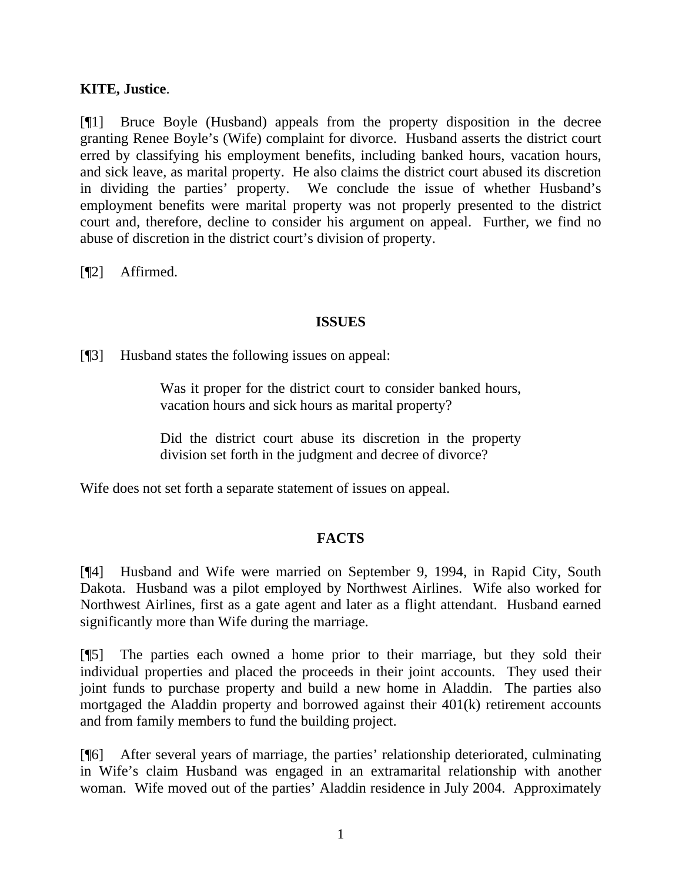**KITE, Justice**.

[¶1] Bruce Boyle (Husband) appeals from the property disposition in the decree granting Renee Boyle's (Wife) complaint for divorce. Husband asserts the district court erred by classifying his employment benefits, including banked hours, vacation hours, and sick leave, as marital property. He also claims the district court abused its discretion in dividing the parties' property. We conclude the issue of whether Husband's employment benefits were marital property was not properly presented to the district court and, therefore, decline to consider his argument on appeal. Further, we find no abuse of discretion in the district court's division of property.

[¶2] Affirmed.

## ISSUES

[¶3] Husband states the following issues on appeal:

> Was it proper for the district court to consider banked hours, vacation hours and sick hours as marital property?
>
> Did the district court abuse its discretion in the property division set forth in the judgment and decree of divorce?

Wife does not set forth a separate statement of issues on appeal.

## FACTS

[¶4] Husband and Wife were married on September 9, 1994, in Rapid City, South Dakota. Husband was a pilot employed by Northwest Airlines. Wife also worked for Northwest Airlines, first as a gate agent and later as a flight attendant. Husband earned significantly more than Wife during the marriage.

[¶5] The parties each owned a home prior to their marriage, but they sold their individual properties and placed the proceeds in their joint accounts. They used their joint funds to purchase property and build a new home in Aladdin. The parties also mortgaged the Aladdin property and borrowed against their 401(k) retirement accounts and from family members to fund the building project.

[¶6] After several years of marriage, the parties' relationship deteriorated, culminating in Wife's claim Husband was engaged in an extramarital relationship with another woman. Wife moved out of the parties' Aladdin residence in July 2004. Approximately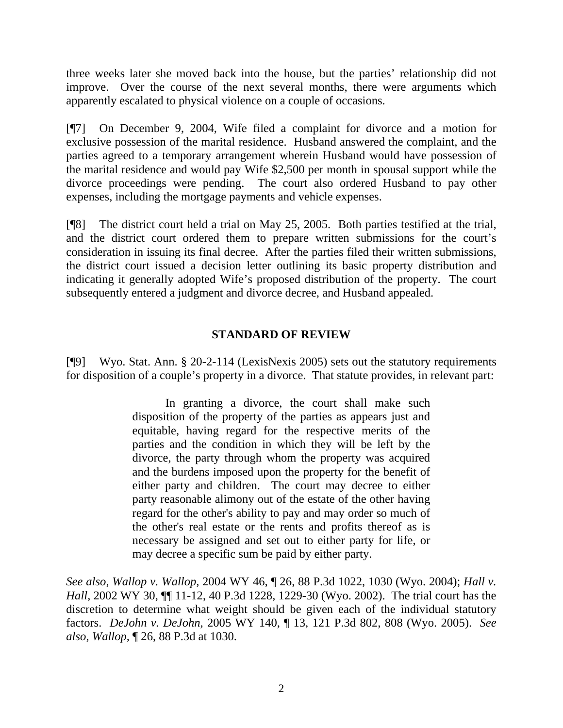three weeks later she moved back into the house, but the parties' relationship did not improve. Over the course of the next several months, there were arguments which apparently escalated to physical violence on a couple of occasions.

[¶7] On December 9, 2004, Wife filed a complaint for divorce and a motion for exclusive possession of the marital residence. Husband answered the complaint, and the parties agreed to a temporary arrangement wherein Husband would have possession of the marital residence and would pay Wife $2,500 per month in spousal support while the divorce proceedings were pending. The court also ordered Husband to pay other expenses, including the mortgage payments and vehicle expenses.

[¶8] The district court held a trial on May 25, 2005. Both parties testified at the trial, and the district court ordered them to prepare written submissions for the court's consideration in issuing its final decree. After the parties filed their written submissions, the district court issued a decision letter outlining its basic property distribution and indicating it generally adopted Wife's proposed distribution of the property. The court subsequently entered a judgment and divorce decree, and Husband appealed.

## STANDARD OF REVIEW

[¶9] Wyo. Stat. Ann. § 20-2-114 (LexisNexis 2005) sets out the statutory requirements for disposition of a couple's property in a divorce. That statute provides, in relevant part:

> In granting a divorce, the court shall make such disposition of the property of the parties as appears just and equitable, having regard for the respective merits of the parties and the condition in which they will be left by the divorce, the party through whom the property was acquired and the burdens imposed upon the property for the benefit of either party and children. The court may decree to either party reasonable alimony out of the estate of the other having regard for the other's ability to pay and may order so much of the other's real estate or the rents and profits thereof as is necessary be assigned and set out to either party for life, or may decree a specific sum be paid by either party.

*See also*, *Wallop v. Wallop,* 2004 WY 46, ¶ 26, 88 P.3d 1022, 1030 (Wyo. 2004); *Hall v. Hall*, 2002 WY 30, ¶¶ 11-12, 40 P.3d 1228, 1229-30 (Wyo. 2002). The trial court has the discretion to determine what weight should be given each of the individual statutory factors. *DeJohn v. DeJohn,* 2005 WY 140, ¶ 13, 121 P.3d 802, 808 (Wyo. 2005). *See also, Wallop,* ¶ 26, 88 P.3d at 1030.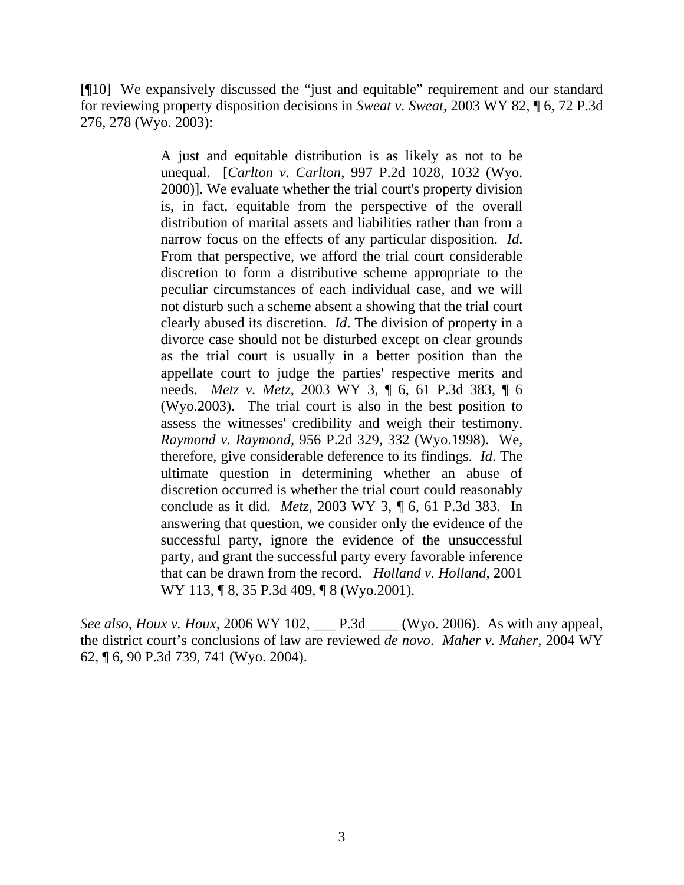[¶10] We expansively discussed the "just and equitable" requirement and our standard for reviewing property disposition decisions in *Sweat v. Sweat*, 2003 WY 82, ¶ 6, 72 P.3d 276, 278 (Wyo. 2003):

> A just and equitable distribution is as likely as not to be unequal. [*Carlton v. Carlton*, 997 P.2d 1028, 1032 (Wyo. 2000)]. We evaluate whether the trial court's property division is, in fact, equitable from the perspective of the overall distribution of marital assets and liabilities rather than from a narrow focus on the effects of any particular disposition. *Id*. From that perspective, we afford the trial court considerable discretion to form a distributive scheme appropriate to the peculiar circumstances of each individual case, and we will not disturb such a scheme absent a showing that the trial court clearly abused its discretion. *Id*. The division of property in a divorce case should not be disturbed except on clear grounds as the trial court is usually in a better position than the appellate court to judge the parties' respective merits and needs. *Metz v. Metz*, 2003 WY 3, ¶ 6, 61 P.3d 383, ¶ 6 (Wyo.2003). The trial court is also in the best position to assess the witnesses' credibility and weigh their testimony. *Raymond v. Raymond*, 956 P.2d 329, 332 (Wyo.1998). We, therefore, give considerable deference to its findings. *Id*. The ultimate question in determining whether an abuse of discretion occurred is whether the trial court could reasonably conclude as it did. *Metz*, 2003 WY 3, ¶ 6, 61 P.3d 383. In answering that question, we consider only the evidence of the successful party, ignore the evidence of the unsuccessful party, and grant the successful party every favorable inference that can be drawn from the record. *Holland v. Holland*, 2001 WY 113, ¶ 8, 35 P.3d 409, ¶ 8 (Wyo.2001).

*See also*, *Houx v. Houx*, 2006 WY 102, ___ P.3d ____ (Wyo. 2006). As with any appeal, the district court's conclusions of law are reviewed *de novo*. *Maher v. Maher*, 2004 WY 62, ¶ 6, 90 P.3d 739, 741 (Wyo. 2004).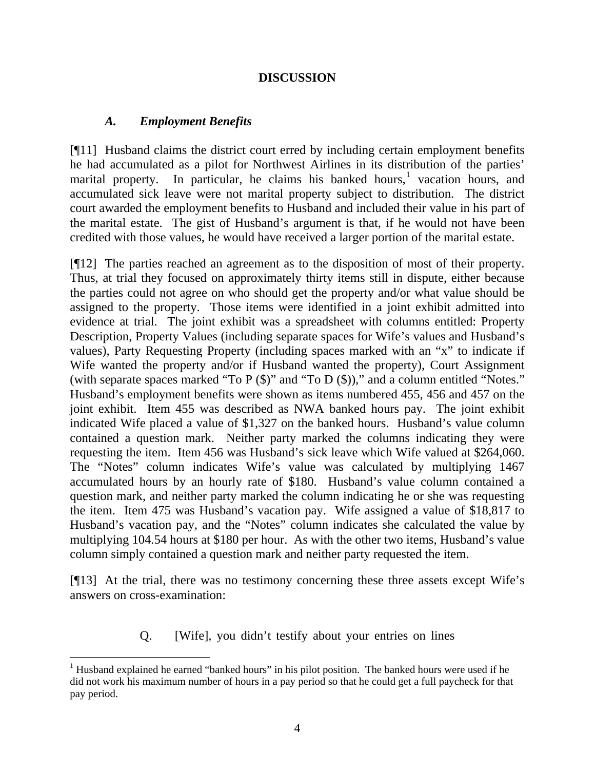## DISCUSSION

### *A. Employment Benefits*

[¶11] Husband claims the district court erred by including certain employment benefits he had accumulated as a pilot for Northwest Airlines in its distribution of the parties' marital property. In particular, he claims his banked hours,[1] vacation hours, and accumulated sick leave were not marital property subject to distribution. The district court awarded the employment benefits to Husband and included their value in his part of the marital estate. The gist of Husband's argument is that, if he would not have been credited with those values, he would have received a larger portion of the marital estate.

[¶12] The parties reached an agreement as to the disposition of most of their property. Thus, at trial they focused on approximately thirty items still in dispute, either because the parties could not agree on who should get the property and/or what value should be assigned to the property. Those items were identified in a joint exhibit admitted into evidence at trial. The joint exhibit was a spreadsheet with columns entitled: Property Description, Property Values (including separate spaces for Wife's values and Husband's values), Party Requesting Property (including spaces marked with an "x" to indicate if Wife wanted the property and/or if Husband wanted the property), Court Assignment (with separate spaces marked "To P ($)" and "To D ($))," and a column entitled "Notes." Husband's employment benefits were shown as items numbered 455, 456 and 457 on the joint exhibit. Item 455 was described as NWA banked hours pay. The joint exhibit indicated Wife placed a value of $1,327 on the banked hours. Husband's value column contained a question mark. Neither party marked the columns indicating they were requesting the item. Item 456 was Husband's sick leave which Wife valued at $264,060. The "Notes" column indicates Wife's value was calculated by multiplying 1467 accumulated hours by an hourly rate of $180. Husband's value column contained a question mark, and neither party marked the column indicating he or she was requesting the item. Item 475 was Husband's vacation pay. Wife assigned a value of $18,817 to Husband's vacation pay, and the "Notes" column indicates she calculated the value by multiplying 104.54 hours at $180 per hour. As with the other two items, Husband's value column simply contained a question mark and neither party requested the item.

[¶13] At the trial, there was no testimony concerning these three assets except Wife's answers on cross-examination:

> Q. [Wife], you didn't testify about your entries on lines

---

[1] Husband explained he earned "banked hours" in his pilot position. The banked hours were used if he did not work his maximum number of hours in a pay period so that he could get a full paycheck for that pay period.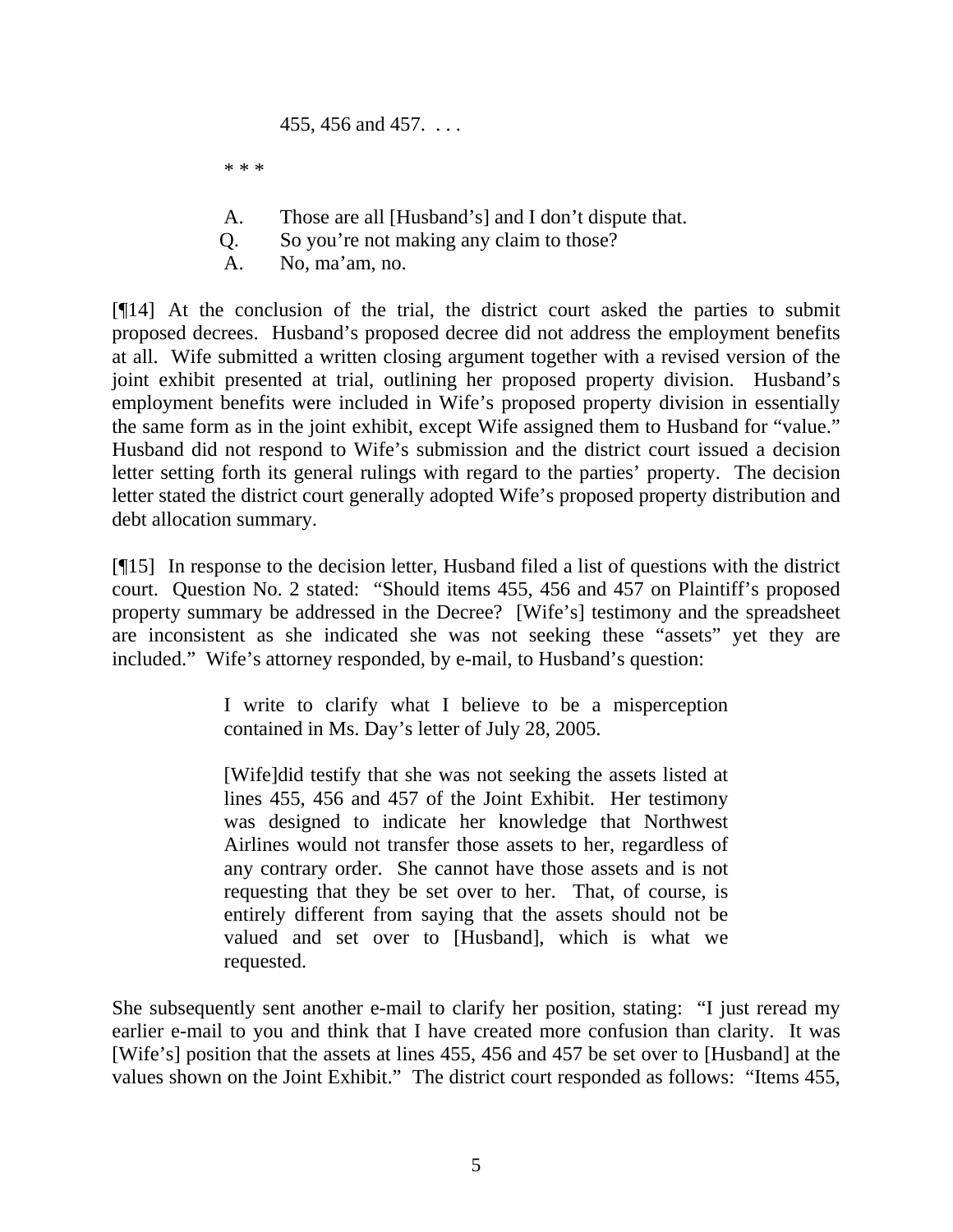> 455, 456 and 457. . . .
>
> \* \* \*
>
> A. Those are all [Husband's] and I don't dispute that.
> Q. So you're not making any claim to those?
> A. No, ma'am, no.

[¶14] At the conclusion of the trial, the district court asked the parties to submit proposed decrees. Husband's proposed decree did not address the employment benefits at all. Wife submitted a written closing argument together with a revised version of the joint exhibit presented at trial, outlining her proposed property division. Husband's employment benefits were included in Wife's proposed property division in essentially the same form as in the joint exhibit, except Wife assigned them to Husband for "value." Husband did not respond to Wife's submission and the district court issued a decision letter setting forth its general rulings with regard to the parties' property. The decision letter stated the district court generally adopted Wife's proposed property distribution and debt allocation summary.

[¶15] In response to the decision letter, Husband filed a list of questions with the district court. Question No. 2 stated: "Should items 455, 456 and 457 on Plaintiff's proposed property summary be addressed in the Decree? [Wife's] testimony and the spreadsheet are inconsistent as she indicated she was not seeking these "assets" yet they are included." Wife's attorney responded, by e-mail, to Husband's question:

> I write to clarify what I believe to be a misperception contained in Ms. Day's letter of July 28, 2005.
>
> [Wife]did testify that she was not seeking the assets listed at lines 455, 456 and 457 of the Joint Exhibit. Her testimony was designed to indicate her knowledge that Northwest Airlines would not transfer those assets to her, regardless of any contrary order. She cannot have those assets and is not requesting that they be set over to her. That, of course, is entirely different from saying that the assets should not be valued and set over to [Husband], which is what we requested.

She subsequently sent another e-mail to clarify her position, stating: "I just reread my earlier e-mail to you and think that I have created more confusion than clarity. It was [Wife's] position that the assets at lines 455, 456 and 457 be set over to [Husband] at the values shown on the Joint Exhibit." The district court responded as follows: "Items 455,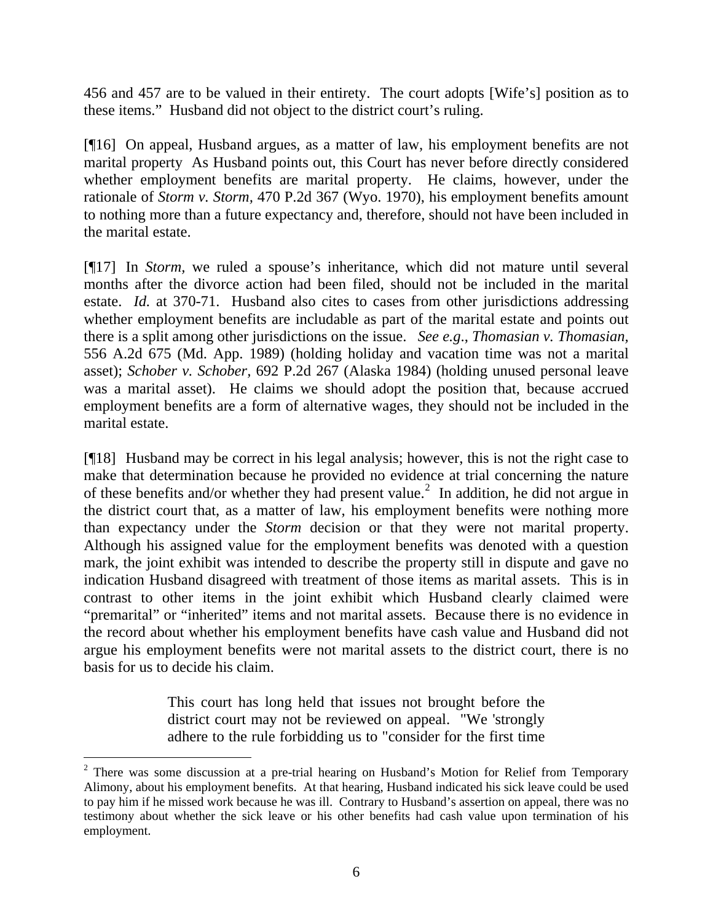456 and 457 are to be valued in their entirety. The court adopts [Wife's] position as to these items." Husband did not object to the district court's ruling.

[¶16] On appeal, Husband argues, as a matter of law, his employment benefits are not marital property As Husband points out, this Court has never before directly considered whether employment benefits are marital property. He claims, however, under the rationale of *Storm v. Storm*, 470 P.2d 367 (Wyo. 1970), his employment benefits amount to nothing more than a future expectancy and, therefore, should not have been included in the marital estate.

[¶17] In *Storm*, we ruled a spouse's inheritance, which did not mature until several months after the divorce action had been filed, should not be included in the marital estate. *Id.* at 370-71. Husband also cites to cases from other jurisdictions addressing whether employment benefits are includable as part of the marital estate and points out there is a split among other jurisdictions on the issue. *See e.g*., *Thomasian v. Thomasian,* 556 A.2d 675 (Md. App. 1989) (holding holiday and vacation time was not a marital asset); *Schober v. Schober,* 692 P.2d 267 (Alaska 1984) (holding unused personal leave was a marital asset). He claims we should adopt the position that, because accrued employment benefits are a form of alternative wages, they should not be included in the marital estate.

[¶18] Husband may be correct in his legal analysis; however, this is not the right case to make that determination because he provided no evidence at trial concerning the nature of these benefits and/or whether they had present value.[2] In addition, he did not argue in the district court that, as a matter of law, his employment benefits were nothing more than expectancy under the *Storm* decision or that they were not marital property. Although his assigned value for the employment benefits was denoted with a question mark, the joint exhibit was intended to describe the property still in dispute and gave no indication Husband disagreed with treatment of those items as marital assets. This is in contrast to other items in the joint exhibit which Husband clearly claimed were "premarital" or "inherited" items and not marital assets. Because there is no evidence in the record about whether his employment benefits have cash value and Husband did not argue his employment benefits were not marital assets to the district court, there is no basis for us to decide his claim.

> This court has long held that issues not brought before the district court may not be reviewed on appeal. "We 'strongly adhere to the rule forbidding us to "consider for the first time

---

[2] There was some discussion at a pre-trial hearing on Husband's Motion for Relief from Temporary Alimony, about his employment benefits. At that hearing, Husband indicated his sick leave could be used to pay him if he missed work because he was ill. Contrary to Husband's assertion on appeal, there was no testimony about whether the sick leave or his other benefits had cash value upon termination of his employment.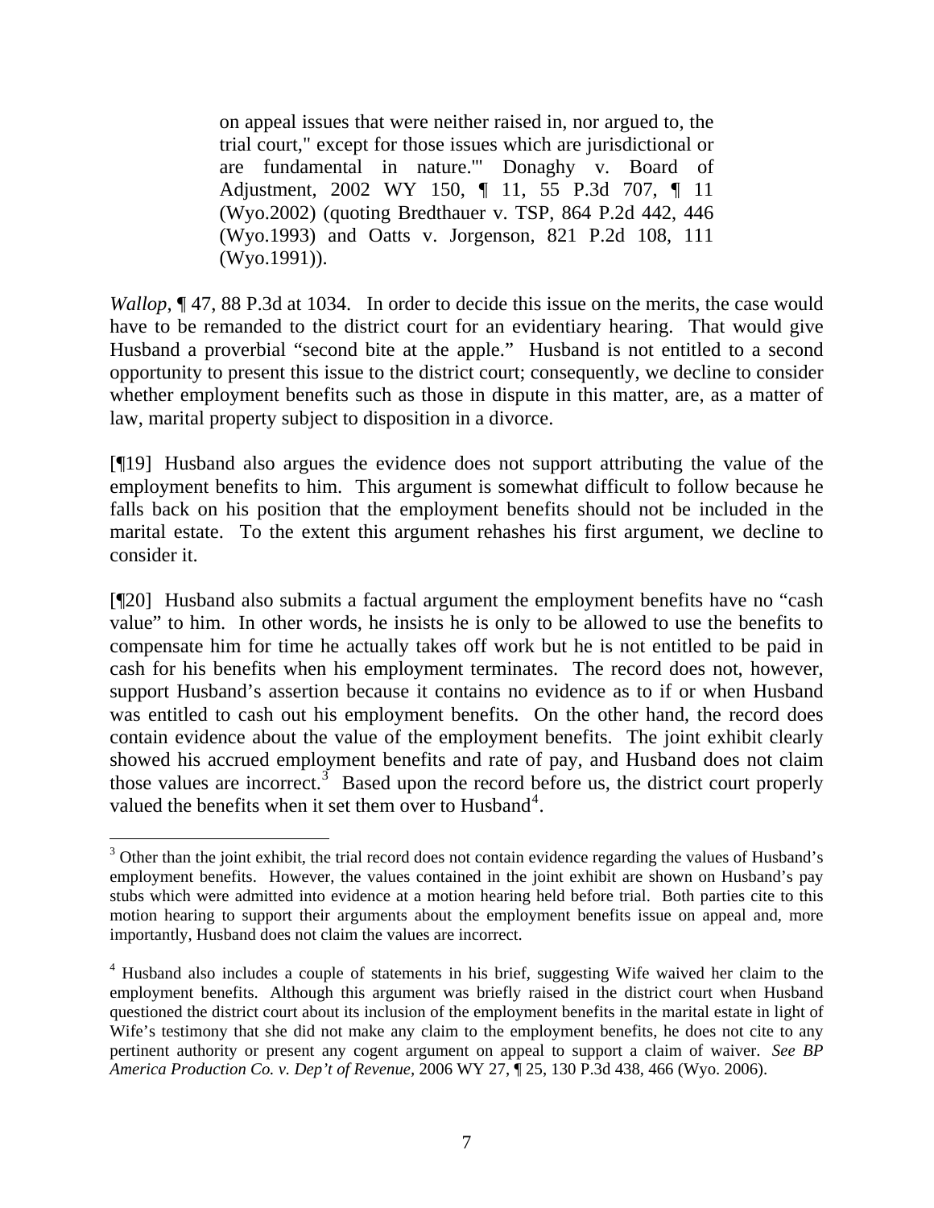> on appeal issues that were neither raised in, nor argued to, the trial court," except for those issues which are jurisdictional or are fundamental in nature.'" Donaghy v. Board of Adjustment, 2002 WY 150, ¶ 11, 55 P.3d 707, ¶ 11 (Wyo.2002) (quoting Bredthauer v. TSP, 864 P.2d 442, 446 (Wyo.1993) and Oatts v. Jorgenson, 821 P.2d 108, 111 (Wyo.1991)).

*Wallop*, ¶ 47, 88 P.3d at 1034. In order to decide this issue on the merits, the case would have to be remanded to the district court for an evidentiary hearing. That would give Husband a proverbial "second bite at the apple." Husband is not entitled to a second opportunity to present this issue to the district court; consequently, we decline to consider whether employment benefits such as those in dispute in this matter, are, as a matter of law, marital property subject to disposition in a divorce.

[¶19] Husband also argues the evidence does not support attributing the value of the employment benefits to him. This argument is somewhat difficult to follow because he falls back on his position that the employment benefits should not be included in the marital estate. To the extent this argument rehashes his first argument, we decline to consider it.

[¶20] Husband also submits a factual argument the employment benefits have no "cash value" to him. In other words, he insists he is only to be allowed to use the benefits to compensate him for time he actually takes off work but he is not entitled to be paid in cash for his benefits when his employment terminates. The record does not, however, support Husband's assertion because it contains no evidence as to if or when Husband was entitled to cash out his employment benefits. On the other hand, the record does contain evidence about the value of the employment benefits. The joint exhibit clearly showed his accrued employment benefits and rate of pay, and Husband does not claim those values are incorrect.[3] Based upon the record before us, the district court properly valued the benefits when it set them over to Husband[4].

---

[3] Other than the joint exhibit, the trial record does not contain evidence regarding the values of Husband's employment benefits. However, the values contained in the joint exhibit are shown on Husband's pay stubs which were admitted into evidence at a motion hearing held before trial. Both parties cite to this motion hearing to support their arguments about the employment benefits issue on appeal and, more importantly, Husband does not claim the values are incorrect.

[4] Husband also includes a couple of statements in his brief, suggesting Wife waived her claim to the employment benefits. Although this argument was briefly raised in the district court when Husband questioned the district court about its inclusion of the employment benefits in the marital estate in light of Wife's testimony that she did not make any claim to the employment benefits, he does not cite to any pertinent authority or present any cogent argument on appeal to support a claim of waiver. *See BP America Production Co. v. Dep't of Revenue*, 2006 WY 27, ¶ 25, 130 P.3d 438, 466 (Wyo. 2006).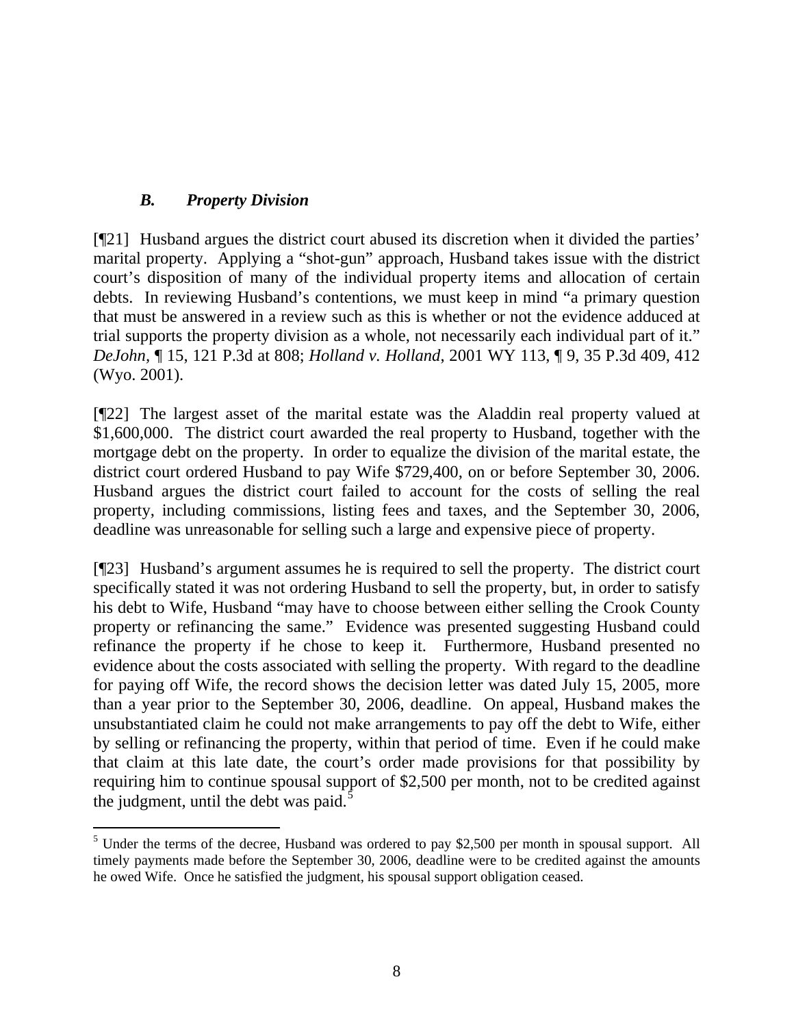### *B. Property Division*

[¶21] Husband argues the district court abused its discretion when it divided the parties' marital property. Applying a "shot-gun" approach, Husband takes issue with the district court's disposition of many of the individual property items and allocation of certain debts. In reviewing Husband's contentions, we must keep in mind "a primary question that must be answered in a review such as this is whether or not the evidence adduced at trial supports the property division as a whole, not necessarily each individual part of it." *DeJohn*, ¶ 15, 121 P.3d at 808; *Holland v. Holland*, 2001 WY 113, ¶ 9, 35 P.3d 409, 412 (Wyo. 2001).

[¶22] The largest asset of the marital estate was the Aladdin real property valued at $1,600,000. The district court awarded the real property to Husband, together with the mortgage debt on the property. In order to equalize the division of the marital estate, the district court ordered Husband to pay Wife $729,400, on or before September 30, 2006. Husband argues the district court failed to account for the costs of selling the real property, including commissions, listing fees and taxes, and the September 30, 2006, deadline was unreasonable for selling such a large and expensive piece of property.

[¶23] Husband's argument assumes he is required to sell the property. The district court specifically stated it was not ordering Husband to sell the property, but, in order to satisfy his debt to Wife, Husband "may have to choose between either selling the Crook County property or refinancing the same." Evidence was presented suggesting Husband could refinance the property if he chose to keep it. Furthermore, Husband presented no evidence about the costs associated with selling the property. With regard to the deadline for paying off Wife, the record shows the decision letter was dated July 15, 2005, more than a year prior to the September 30, 2006, deadline. On appeal, Husband makes the unsubstantiated claim he could not make arrangements to pay off the debt to Wife, either by selling or refinancing the property, within that period of time. Even if he could make that claim at this late date, the court's order made provisions for that possibility by requiring him to continue spousal support of $2,500 per month, not to be credited against the judgment, until the debt was paid.[5]

---

[5] Under the terms of the decree, Husband was ordered to pay $2,500 per month in spousal support. All timely payments made before the September 30, 2006, deadline were to be credited against the amounts he owed Wife. Once he satisfied the judgment, his spousal support obligation ceased.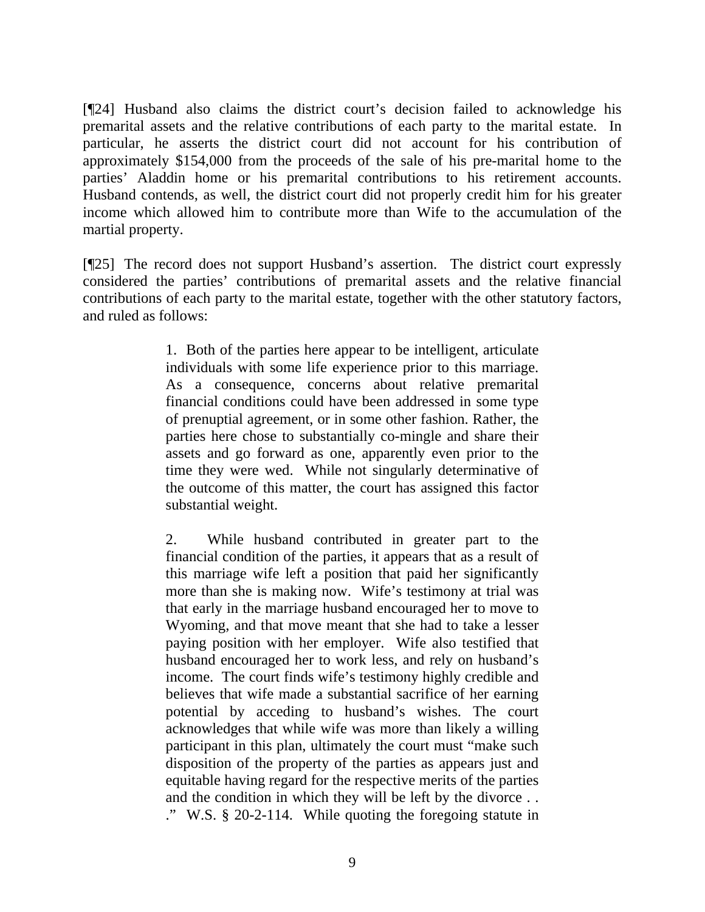[¶24] Husband also claims the district court's decision failed to acknowledge his premarital assets and the relative contributions of each party to the marital estate. In particular, he asserts the district court did not account for his contribution of approximately $154,000 from the proceeds of the sale of his pre-marital home to the parties' Aladdin home or his premarital contributions to his retirement accounts. Husband contends, as well, the district court did not properly credit him for his greater income which allowed him to contribute more than Wife to the accumulation of the martial property.

[¶25] The record does not support Husband's assertion. The district court expressly considered the parties' contributions of premarital assets and the relative financial contributions of each party to the marital estate, together with the other statutory factors, and ruled as follows:

> 1. Both of the parties here appear to be intelligent, articulate individuals with some life experience prior to this marriage. As a consequence, concerns about relative premarital financial conditions could have been addressed in some type of prenuptial agreement, or in some other fashion. Rather, the parties here chose to substantially co-mingle and share their assets and go forward as one, apparently even prior to the time they were wed. While not singularly determinative of the outcome of this matter, the court has assigned this factor substantial weight.
>
> 2. While husband contributed in greater part to the financial condition of the parties, it appears that as a result of this marriage wife left a position that paid her significantly more than she is making now. Wife's testimony at trial was that early in the marriage husband encouraged her to move to Wyoming, and that move meant that she had to take a lesser paying position with her employer. Wife also testified that husband encouraged her to work less, and rely on husband's income. The court finds wife's testimony highly credible and believes that wife made a substantial sacrifice of her earning potential by acceding to husband's wishes. The court acknowledges that while wife was more than likely a willing participant in this plan, ultimately the court must "make such disposition of the property of the parties as appears just and equitable having regard for the respective merits of the parties and the condition in which they will be left by the divorce . . ." W.S. § 20-2-114. While quoting the foregoing statute in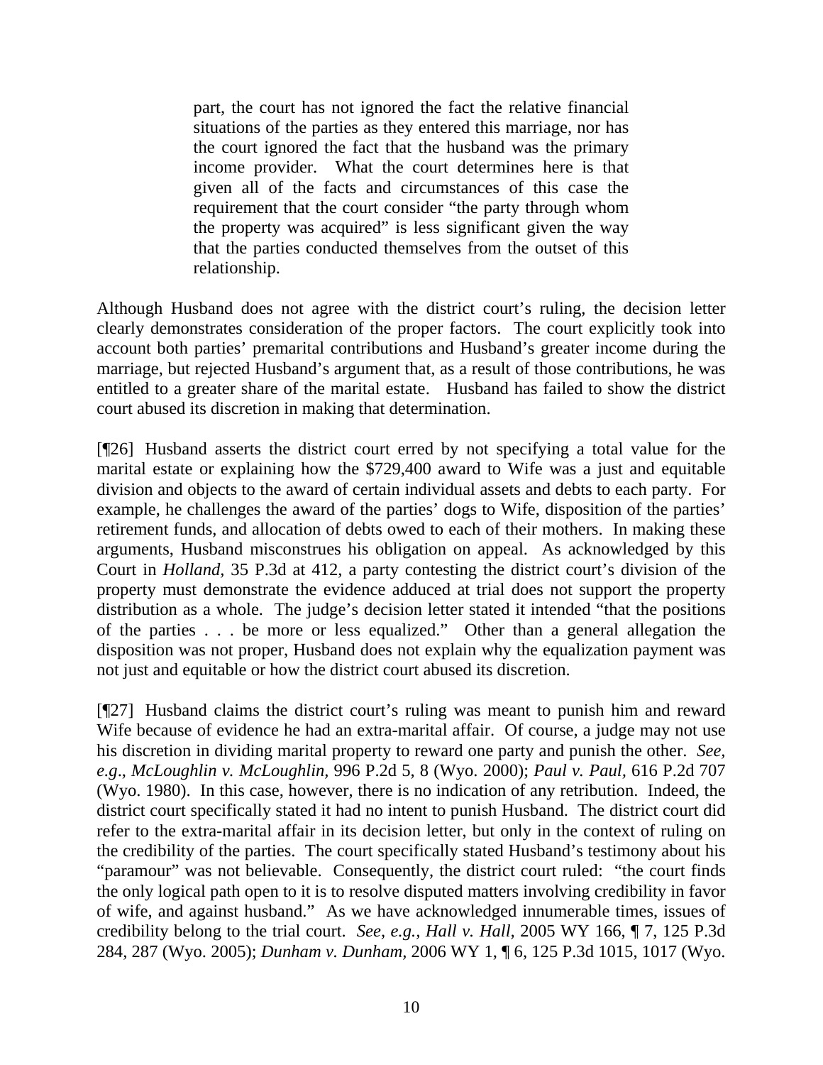> part, the court has not ignored the fact the relative financial situations of the parties as they entered this marriage, nor has the court ignored the fact that the husband was the primary income provider. What the court determines here is that given all of the facts and circumstances of this case the requirement that the court consider "the party through whom the property was acquired" is less significant given the way that the parties conducted themselves from the outset of this relationship.

Although Husband does not agree with the district court's ruling, the decision letter clearly demonstrates consideration of the proper factors. The court explicitly took into account both parties' premarital contributions and Husband's greater income during the marriage, but rejected Husband's argument that, as a result of those contributions, he was entitled to a greater share of the marital estate. Husband has failed to show the district court abused its discretion in making that determination.

[¶26] Husband asserts the district court erred by not specifying a total value for the marital estate or explaining how the $729,400 award to Wife was a just and equitable division and objects to the award of certain individual assets and debts to each party. For example, he challenges the award of the parties' dogs to Wife, disposition of the parties' retirement funds, and allocation of debts owed to each of their mothers. In making these arguments, Husband misconstrues his obligation on appeal. As acknowledged by this Court in *Holland*, 35 P.3d at 412, a party contesting the district court's division of the property must demonstrate the evidence adduced at trial does not support the property distribution as a whole. The judge's decision letter stated it intended "that the positions of the parties . . . be more or less equalized." Other than a general allegation the disposition was not proper, Husband does not explain why the equalization payment was not just and equitable or how the district court abused its discretion.

[¶27] Husband claims the district court's ruling was meant to punish him and reward Wife because of evidence he had an extra-marital affair. Of course, a judge may not use his discretion in dividing marital property to reward one party and punish the other. *See, e.g.*, *McLoughlin v. McLoughlin*, 996 P.2d 5, 8 (Wyo. 2000); *Paul v. Paul*, 616 P.2d 707 (Wyo. 1980). In this case, however, there is no indication of any retribution. Indeed, the district court specifically stated it had no intent to punish Husband. The district court did refer to the extra-marital affair in its decision letter, but only in the context of ruling on the credibility of the parties. The court specifically stated Husband's testimony about his "paramour" was not believable. Consequently, the district court ruled: "the court finds the only logical path open to it is to resolve disputed matters involving credibility in favor of wife, and against husband." As we have acknowledged innumerable times, issues of credibility belong to the trial court. *See, e.g., Hall v. Hall,* 2005 WY 166, ¶ 7, 125 P.3d 284, 287 (Wyo. 2005); *Dunham v. Dunham,* 2006 WY 1, ¶ 6, 125 P.3d 1015, 1017 (Wyo.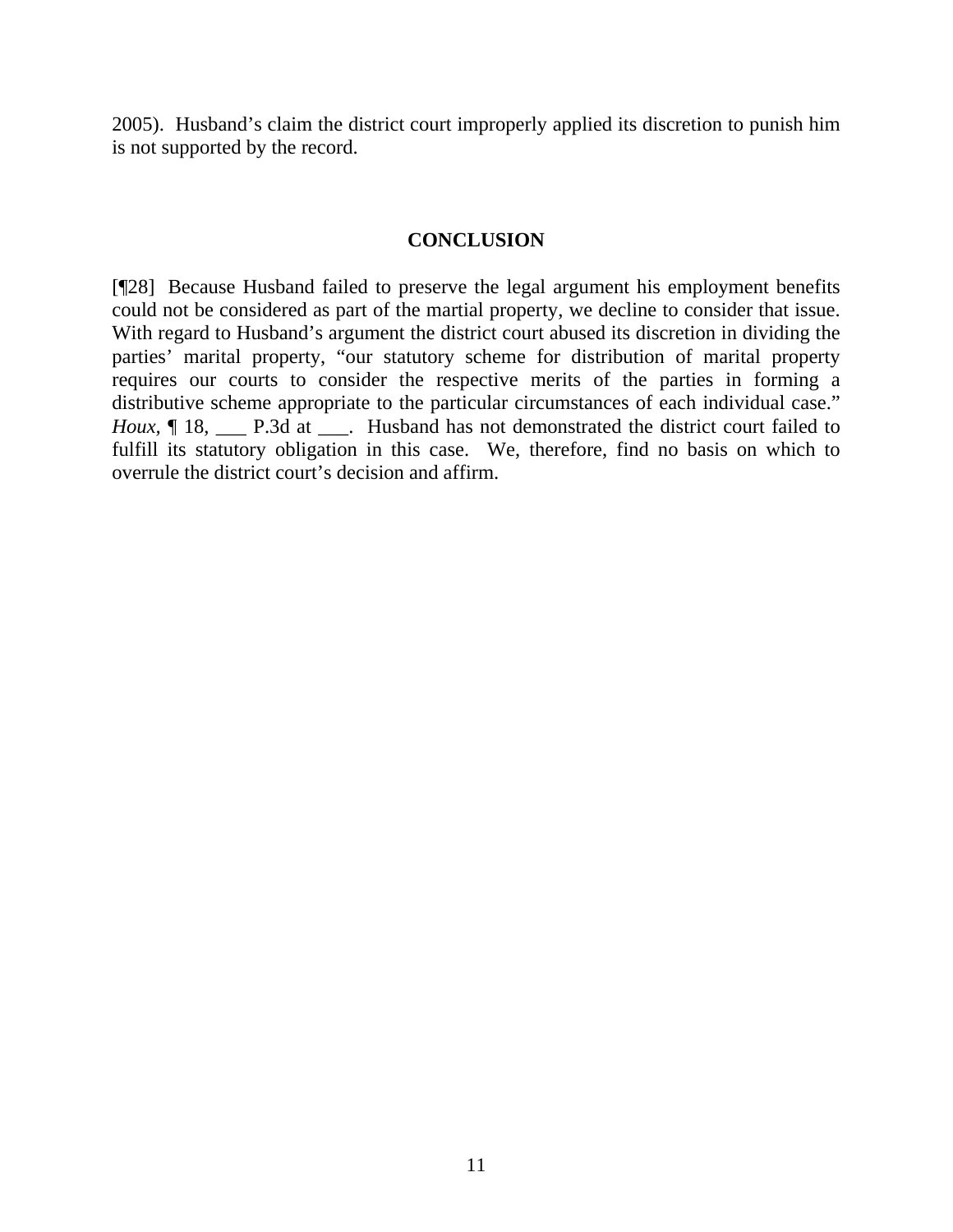2005). Husband's claim the district court improperly applied its discretion to punish him is not supported by the record.

## CONCLUSION

[¶28] Because Husband failed to preserve the legal argument his employment benefits could not be considered as part of the martial property, we decline to consider that issue. With regard to Husband's argument the district court abused its discretion in dividing the parties' marital property, "our statutory scheme for distribution of marital property requires our courts to consider the respective merits of the parties in forming a distributive scheme appropriate to the particular circumstances of each individual case." *Houx*, ¶ 18, ___ P.3d at ___. Husband has not demonstrated the district court failed to fulfill its statutory obligation in this case. We, therefore, find no basis on which to overrule the district court's decision and affirm.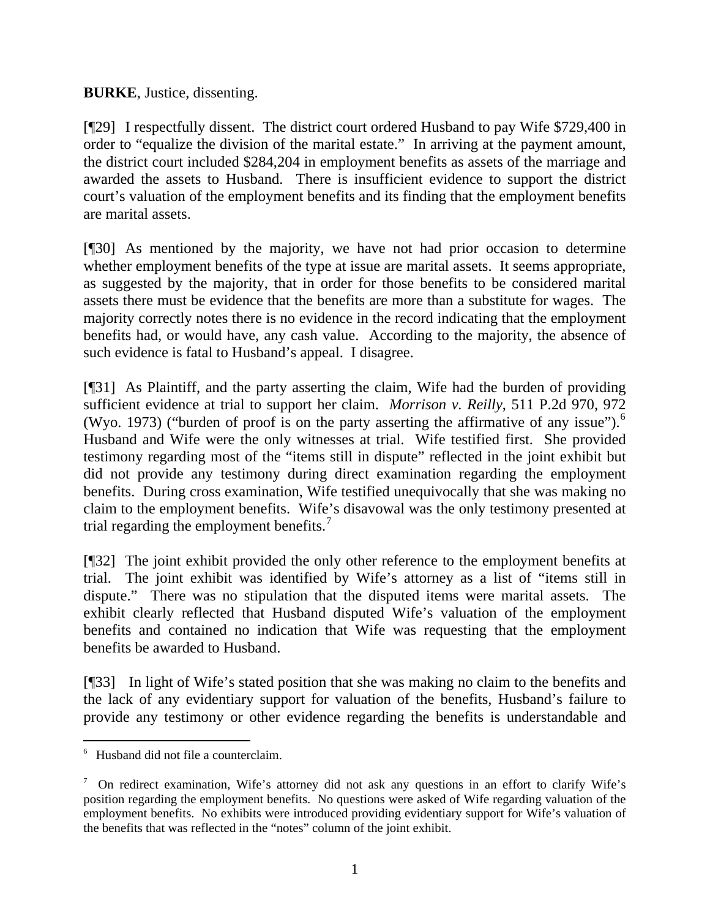**BURKE**, Justice, dissenting.

[¶29] I respectfully dissent. The district court ordered Husband to pay Wife $729,400 in order to "equalize the division of the marital estate." In arriving at the payment amount, the district court included $284,204 in employment benefits as assets of the marriage and awarded the assets to Husband. There is insufficient evidence to support the district court's valuation of the employment benefits and its finding that the employment benefits are marital assets.

[¶30] As mentioned by the majority, we have not had prior occasion to determine whether employment benefits of the type at issue are marital assets. It seems appropriate, as suggested by the majority, that in order for those benefits to be considered marital assets there must be evidence that the benefits are more than a substitute for wages. The majority correctly notes there is no evidence in the record indicating that the employment benefits had, or would have, any cash value. According to the majority, the absence of such evidence is fatal to Husband's appeal. I disagree.

[¶31] As Plaintiff, and the party asserting the claim, Wife had the burden of providing sufficient evidence at trial to support her claim. *Morrison v. Reilly*, 511 P.2d 970, 972 (Wyo. 1973) ("burden of proof is on the party asserting the affirmative of any issue").[6] Husband and Wife were the only witnesses at trial. Wife testified first. She provided testimony regarding most of the "items still in dispute" reflected in the joint exhibit but did not provide any testimony during direct examination regarding the employment benefits. During cross examination, Wife testified unequivocally that she was making no claim to the employment benefits. Wife's disavowal was the only testimony presented at trial regarding the employment benefits.[7]

[¶32] The joint exhibit provided the only other reference to the employment benefits at trial. The joint exhibit was identified by Wife's attorney as a list of "items still in dispute." There was no stipulation that the disputed items were marital assets. The exhibit clearly reflected that Husband disputed Wife's valuation of the employment benefits and contained no indication that Wife was requesting that the employment benefits be awarded to Husband.

[¶33] In light of Wife's stated position that she was making no claim to the benefits and the lack of any evidentiary support for valuation of the benefits, Husband's failure to provide any testimony or other evidence regarding the benefits is understandable and

---

[6] Husband did not file a counterclaim.

[7] On redirect examination, Wife's attorney did not ask any questions in an effort to clarify Wife's position regarding the employment benefits. No questions were asked of Wife regarding valuation of the employment benefits. No exhibits were introduced providing evidentiary support for Wife's valuation of the benefits that was reflected in the "notes" column of the joint exhibit.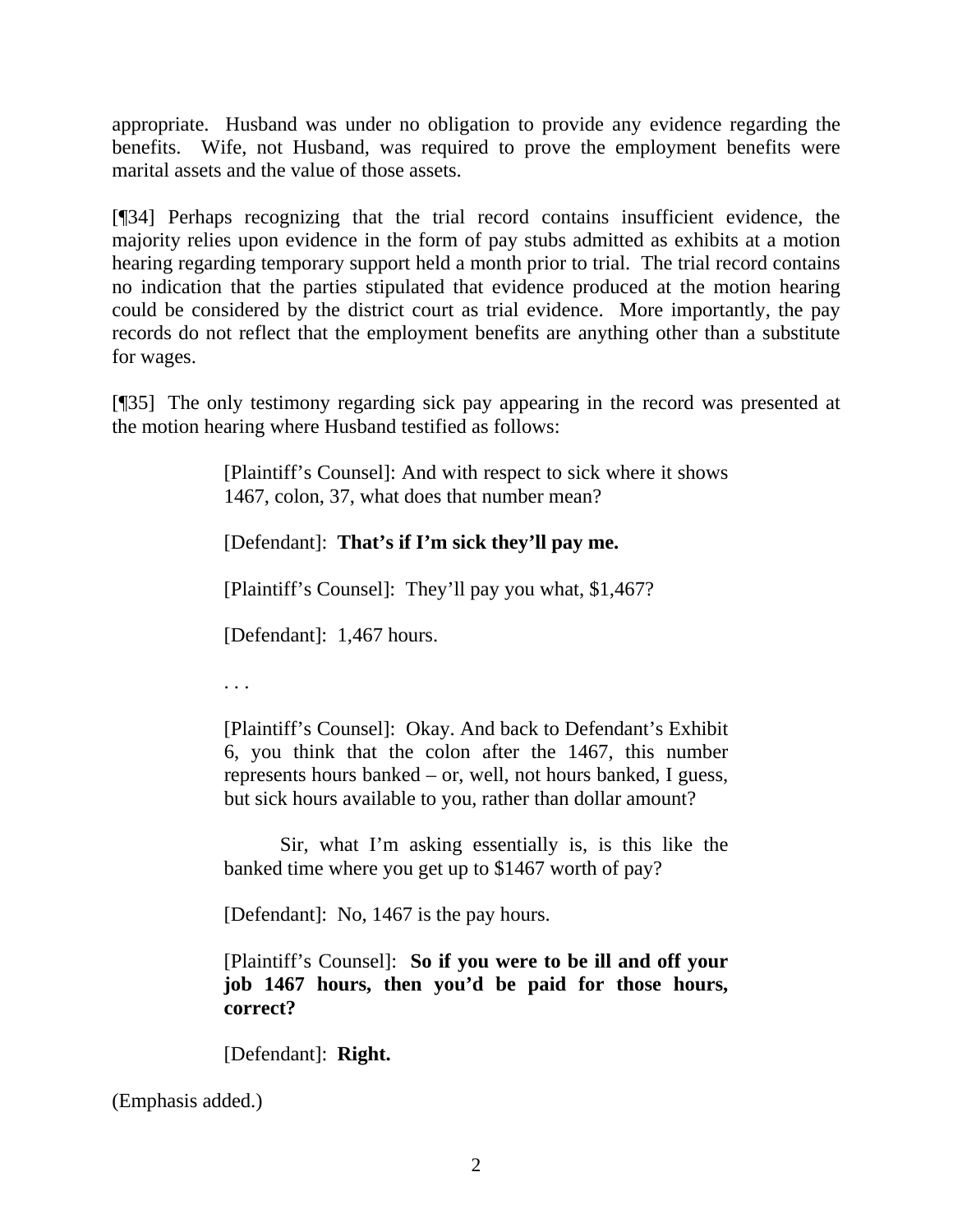appropriate. Husband was under no obligation to provide any evidence regarding the benefits. Wife, not Husband, was required to prove the employment benefits were marital assets and the value of those assets.

[¶34] Perhaps recognizing that the trial record contains insufficient evidence, the majority relies upon evidence in the form of pay stubs admitted as exhibits at a motion hearing regarding temporary support held a month prior to trial. The trial record contains no indication that the parties stipulated that evidence produced at the motion hearing could be considered by the district court as trial evidence. More importantly, the pay records do not reflect that the employment benefits are anything other than a substitute for wages.

[¶35] The only testimony regarding sick pay appearing in the record was presented at the motion hearing where Husband testified as follows:

> [Plaintiff's Counsel]: And with respect to sick where it shows 1467, colon, 37, what does that number mean?
>
> [Defendant]: **That's if I'm sick they'll pay me.**
>
> [Plaintiff's Counsel]: They'll pay you what, $1,467?
>
> [Defendant]: 1,467 hours.
>
> . . .
>
> [Plaintiff's Counsel]: Okay. And back to Defendant's Exhibit 6, you think that the colon after the 1467, this number represents hours banked – or, well, not hours banked, I guess, but sick hours available to you, rather than dollar amount?
>
> Sir, what I'm asking essentially is, is this like the banked time where you get up to $1467 worth of pay?
>
> [Defendant]: No, 1467 is the pay hours.
>
> [Plaintiff's Counsel]: **So if you were to be ill and off your job 1467 hours, then you'd be paid for those hours, correct?**
>
> [Defendant]: **Right.**

(Emphasis added.)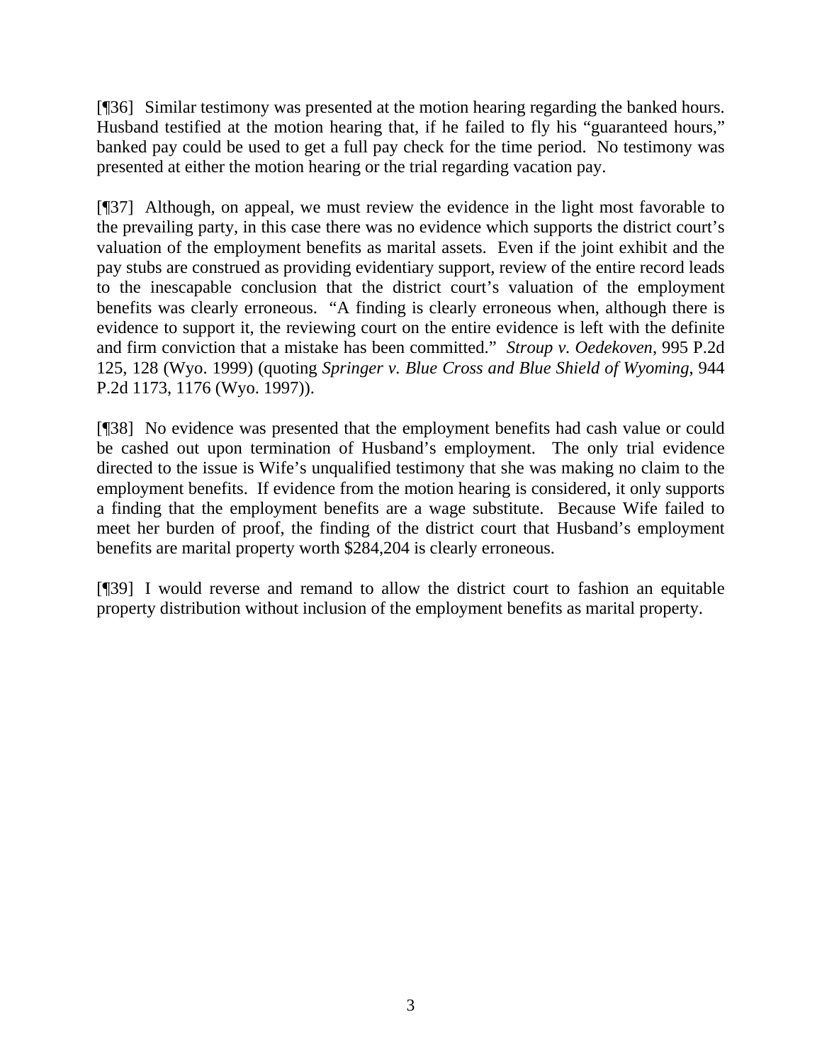[¶36] Similar testimony was presented at the motion hearing regarding the banked hours. Husband testified at the motion hearing that, if he failed to fly his "guaranteed hours," banked pay could be used to get a full pay check for the time period. No testimony was presented at either the motion hearing or the trial regarding vacation pay.

[¶37] Although, on appeal, we must review the evidence in the light most favorable to the prevailing party, in this case there was no evidence which supports the district court's valuation of the employment benefits as marital assets. Even if the joint exhibit and the pay stubs are construed as providing evidentiary support, review of the entire record leads to the inescapable conclusion that the district court's valuation of the employment benefits was clearly erroneous. "A finding is clearly erroneous when, although there is evidence to support it, the reviewing court on the entire evidence is left with the definite and firm conviction that a mistake has been committed." *Stroup v. Oedekoven*, 995 P.2d 125, 128 (Wyo. 1999) (quoting *Springer v. Blue Cross and Blue Shield of Wyoming*, 944 P.2d 1173, 1176 (Wyo. 1997)).

[¶38] No evidence was presented that the employment benefits had cash value or could be cashed out upon termination of Husband's employment. The only trial evidence directed to the issue is Wife's unqualified testimony that she was making no claim to the employment benefits. If evidence from the motion hearing is considered, it only supports a finding that the employment benefits are a wage substitute. Because Wife failed to meet her burden of proof, the finding of the district court that Husband's employment benefits are marital property worth $284,204 is clearly erroneous.

[¶39] I would reverse and remand to allow the district court to fashion an equitable property distribution without inclusion of the employment benefits as marital property.